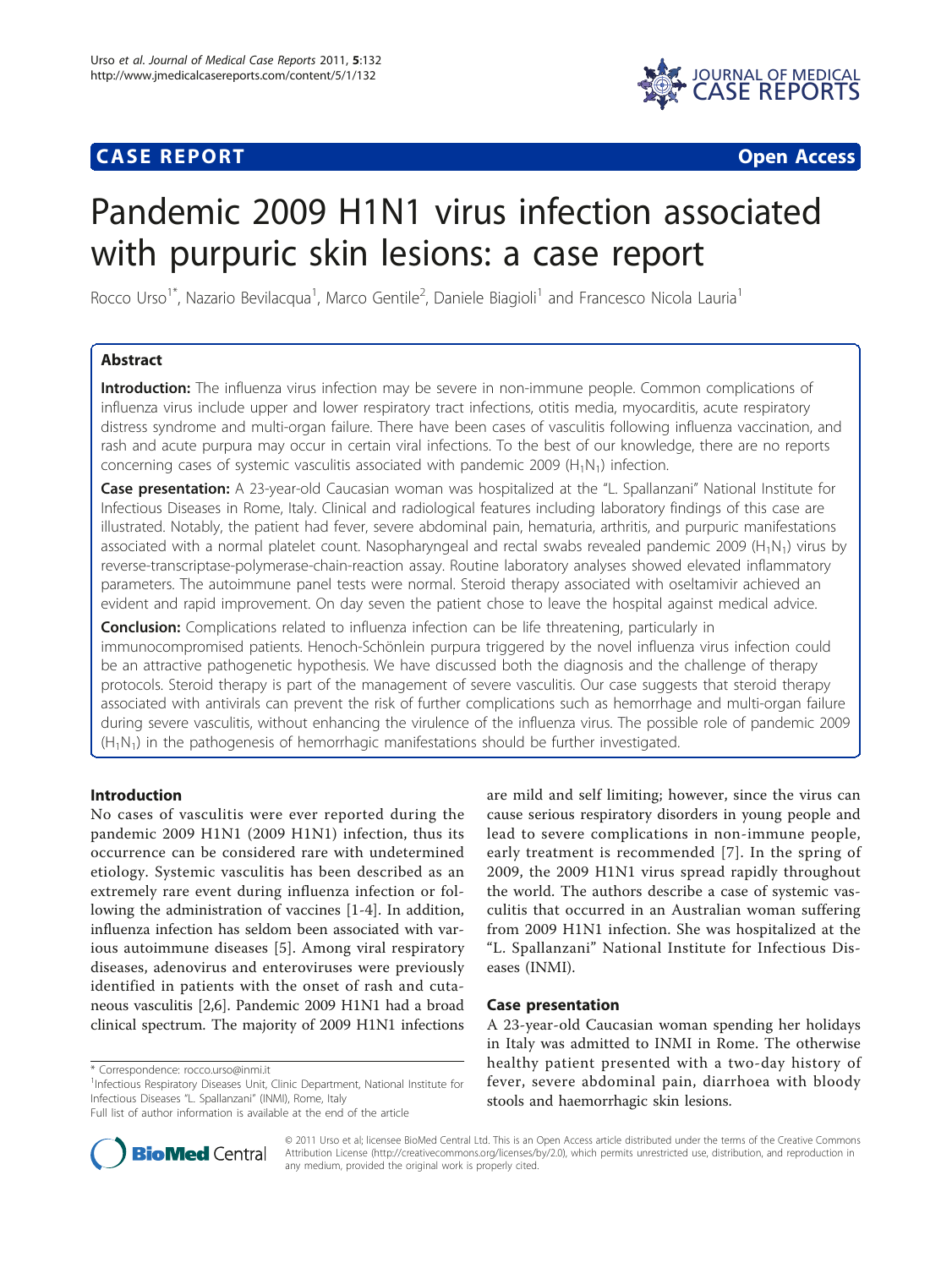## CASE REPORT Open Access

# Pandemic 2009 H1N1 virus infection associated with purpuric skin lesions: a case report

Rocco Urso[1*], Nazario Bevilacqua[1], Marco Gentile[2], Daniele Biagioli[1] and Francesco Nicola Lauria[1]

## Abstract

**Introduction:** The influenza virus infection may be severe in non-immune people. Common complications of influenza virus include upper and lower respiratory tract infections, otitis media, myocarditis, acute respiratory distress syndrome and multi-organ failure. There have been cases of vasculitis following influenza vaccination, and rash and acute purpura may occur in certain viral infections. To the best of our knowledge, there are no reports concerning cases of systemic vasculitis associated with pandemic 2009 ($H_1N_1$) infection.

**Case presentation:** A 23-year-old Caucasian woman was hospitalized at the "L. Spallanzani" National Institute for Infectious Diseases in Rome, Italy. Clinical and radiological features including laboratory findings of this case are illustrated. Notably, the patient had fever, severe abdominal pain, hematuria, arthritis, and purpuric manifestations associated with a normal platelet count. Nasopharyngeal and rectal swabs revealed pandemic 2009 ($H_1N_1$) virus by reverse-transcriptase-polymerase-chain-reaction assay. Routine laboratory analyses showed elevated inflammatory parameters. The autoimmune panel tests were normal. Steroid therapy associated with oseltamivir achieved an evident and rapid improvement. On day seven the patient chose to leave the hospital against medical advice.

**Conclusion:** Complications related to influenza infection can be life threatening, particularly in immunocompromised patients. Henoch-Schönlein purpura triggered by the novel influenza virus infection could be an attractive pathogenetic hypothesis. We have discussed both the diagnosis and the challenge of therapy protocols. Steroid therapy is part of the management of severe vasculitis. Our case suggests that steroid therapy associated with antivirals can prevent the risk of further complications such as hemorrhage and multi-organ failure during severe vasculitis, without enhancing the virulence of the influenza virus. The possible role of pandemic 2009 ($H_1N_1$) in the pathogenesis of hemorrhagic manifestations should be further investigated.

## Introduction

No cases of vasculitis were ever reported during the pandemic 2009 H1N1 (2009 H1N1) infection, thus its occurrence can be considered rare with undetermined etiology. Systemic vasculitis has been described as an extremely rare event during influenza infection or following the administration of vaccines [1-4]. In addition, influenza infection has seldom been associated with various autoimmune diseases [5]. Among viral respiratory diseases, adenovirus and enteroviruses were previously identified in patients with the onset of rash and cutaneous vasculitis [2,6]. Pandemic 2009 H1N1 had a broad clinical spectrum. The majority of 2009 H1N1 infections are mild and self limiting; however, since the virus can cause serious respiratory disorders in young people and lead to severe complications in non-immune people, early treatment is recommended [7]. In the spring of 2009, the 2009 H1N1 virus spread rapidly throughout the world. The authors describe a case of systemic vasculitis that occurred in an Australian woman suffering from 2009 H1N1 infection. She was hospitalized at the "L. Spallanzani" National Institute for Infectious Diseases (INMI).

## Case presentation

A 23-year-old Caucasian woman spending her holidays in Italy was admitted to INMI in Rome. The otherwise healthy patient presented with a two-day history of fever, severe abdominal pain, diarrhoea with bloody stools and haemorrhagic skin lesions.

\* Correspondence: rocco.urso@inmi.it

[1]Infectious Respiratory Diseases Unit, Clinic Department, National Institute for Infectious Diseases "L. Spallanzani" (INMI), Rome, Italy

Full list of author information is available at the end of the article

© 2011 Urso et al; licensee BioMed Central Ltd. This is an Open Access article distributed under the terms of the Creative Commons Attribution License (http://creativecommons.org/licenses/by/2.0), which permits unrestricted use, distribution, and reproduction in any medium, provided the original work is properly cited.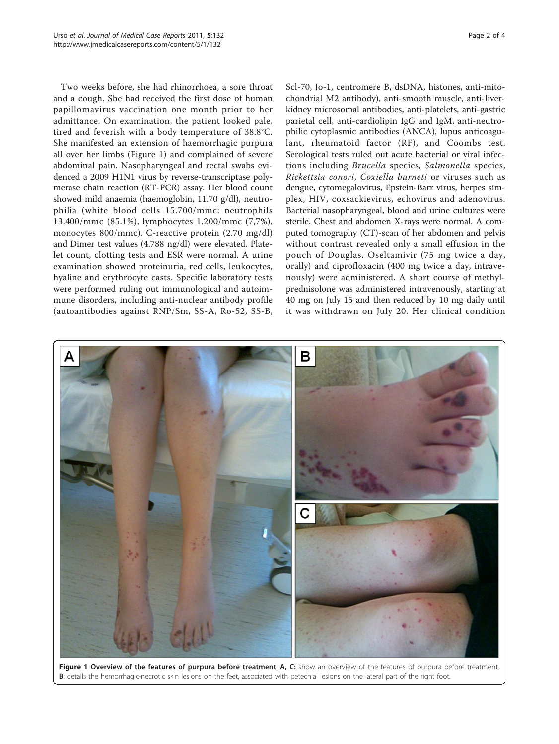Two weeks before, she had rhinorrhoea, a sore throat and a cough. She had received the first dose of human papillomavirus vaccination one month prior to her admittance. On examination, the patient looked pale, tired and feverish with a body temperature of 38.8°C. She manifested an extension of haemorrhagic purpura all over her limbs (Figure 1) and complained of severe abdominal pain. Nasopharyngeal and rectal swabs evidenced a 2009 H1N1 virus by reverse-transcriptase polymerase chain reaction (RT-PCR) assay. Her blood count showed mild anaemia (haemoglobin, 11.70 g/dl), neutrophilia (white blood cells 15.700/mmc: neutrophils 13.400/mmc (85.1%), lymphocytes 1.200/mmc (7,7%), monocytes 800/mmc). C-reactive protein (2.70 mg/dl) and Dimer test values (4.788 ng/dl) were elevated. Platelet count, clotting tests and ESR were normal. A urine examination showed proteinuria, red cells, leukocytes, hyaline and erythrocyte casts. Specific laboratory tests were performed ruling out immunological and autoimmune disorders, including anti-nuclear antibody profile (autoantibodies against RNP/Sm, SS-A, Ro-52, SS-B, Scl-70, Jo-1, centromere B, dsDNA, histones, anti-mitochondrial M2 antibody), anti-smooth muscle, anti-liver-kidney microsomal antibodies, anti-platelets, anti-gastric parietal cell, anti-cardiolipin IgG and IgM, anti-neutrophilic cytoplasmic antibodies (ANCA), lupus anticoagulant, rheumatoid factor (RF), and Coombs test. Serological tests ruled out acute bacterial or viral infections including *Brucella* species, *Salmonella* species, *Rickettsia conori*, *Coxiella burneti* or viruses such as dengue, cytomegalovirus, Epstein-Barr virus, herpes simplex, HIV, coxsackievirus, echovirus and adenovirus. Bacterial nasopharyngeal, blood and urine cultures were sterile. Chest and abdomen X-rays were normal. A computed tomography (CT)-scan of her abdomen and pelvis without contrast revealed only a small effusion in the pouch of Douglas. Oseltamivir (75 mg twice a day, orally) and ciprofloxacin (400 mg twice a day, intravenously) were administered. A short course of methylprednisolone was administered intravenously, starting at 40 mg on July 15 and then reduced by 10 mg daily until it was withdrawn on July 20. Her clinical condition

**Figure 1 Overview of the features of purpura before treatment**. **A, C:** show an overview of the features of purpura before treatment. **B**: details the hemorrhagic-necrotic skin lesions on the feet, associated with petechial lesions on the lateral part of the right foot.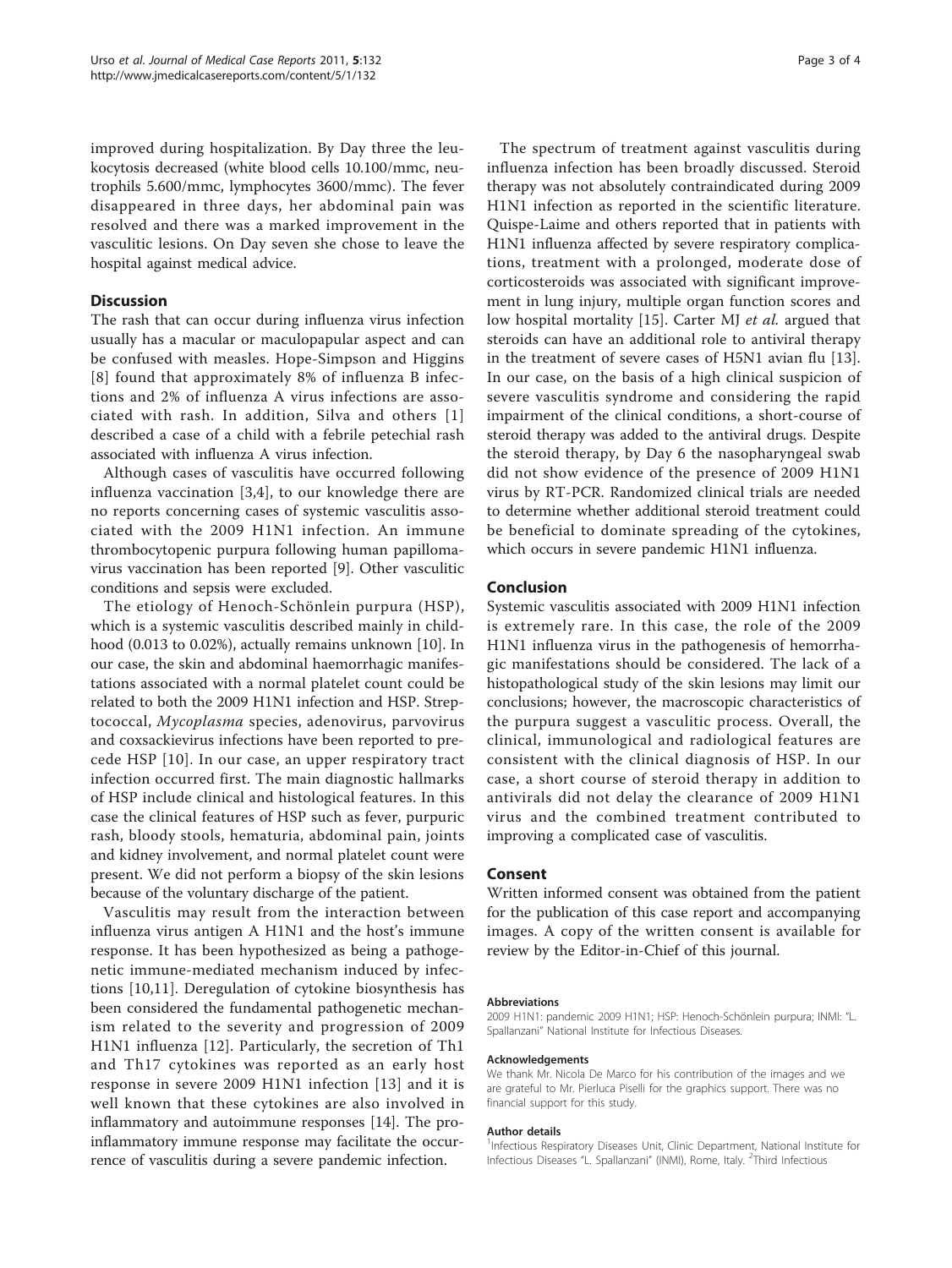improved during hospitalization. By Day three the leukocytosis decreased (white blood cells 10.100/mmc, neutrophils 5.600/mmc, lymphocytes 3600/mmc). The fever disappeared in three days, her abdominal pain was resolved and there was a marked improvement in the vasculitic lesions. On Day seven she chose to leave the hospital against medical advice.

## Discussion

The rash that can occur during influenza virus infection usually has a macular or maculopapular aspect and can be confused with measles. Hope-Simpson and Higgins [8] found that approximately 8% of influenza B infections and 2% of influenza A virus infections are associated with rash. In addition, Silva and others [1] described a case of a child with a febrile petechial rash associated with influenza A virus infection.

Although cases of vasculitis have occurred following influenza vaccination [3,4], to our knowledge there are no reports concerning cases of systemic vasculitis associated with the 2009 H1N1 infection. An immune thrombocytopenic purpura following human papillomavirus vaccination has been reported [9]. Other vasculitic conditions and sepsis were excluded.

The etiology of Henoch-Schönlein purpura (HSP), which is a systemic vasculitis described mainly in childhood (0.013 to 0.02%), actually remains unknown [10]. In our case, the skin and abdominal haemorrhagic manifestations associated with a normal platelet count could be related to both the 2009 H1N1 infection and HSP. Streptococcal, *Mycoplasma* species, adenovirus, parvovirus and coxsackievirus infections have been reported to precede HSP [10]. In our case, an upper respiratory tract infection occurred first. The main diagnostic hallmarks of HSP include clinical and histological features. In this case the clinical features of HSP such as fever, purpuric rash, bloody stools, hematuria, abdominal pain, joints and kidney involvement, and normal platelet count were present. We did not perform a biopsy of the skin lesions because of the voluntary discharge of the patient.

Vasculitis may result from the interaction between influenza virus antigen A H1N1 and the host's immune response. It has been hypothesized as being a pathogenetic immune-mediated mechanism induced by infections [10,11]. Deregulation of cytokine biosynthesis has been considered the fundamental pathogenetic mechanism related to the severity and progression of 2009 H1N1 influenza [12]. Particularly, the secretion of Th1 and Th17 cytokines was reported as an early host response in severe 2009 H1N1 infection [13] and it is well known that these cytokines are also involved in inflammatory and autoimmune responses [14]. The proinflammatory immune response may facilitate the occurrence of vasculitis during a severe pandemic infection.

The spectrum of treatment against vasculitis during influenza infection has been broadly discussed. Steroid therapy was not absolutely contraindicated during 2009 H1N1 infection as reported in the scientific literature. Quispe-Laime and others reported that in patients with H1N1 influenza affected by severe respiratory complications, treatment with a prolonged, moderate dose of corticosteroids was associated with significant improvement in lung injury, multiple organ function scores and low hospital mortality [15]. Carter MJ *et al.* argued that steroids can have an additional role to antiviral therapy in the treatment of severe cases of H5N1 avian flu [13]. In our case, on the basis of a high clinical suspicion of severe vasculitis syndrome and considering the rapid impairment of the clinical conditions, a short-course of steroid therapy was added to the antiviral drugs. Despite the steroid therapy, by Day 6 the nasopharyngeal swab did not show evidence of the presence of 2009 H1N1 virus by RT-PCR. Randomized clinical trials are needed to determine whether additional steroid treatment could be beneficial to dominate spreading of the cytokines, which occurs in severe pandemic H1N1 influenza.

## Conclusion

Systemic vasculitis associated with 2009 H1N1 infection is extremely rare. In this case, the role of the 2009 H1N1 influenza virus in the pathogenesis of hemorrhagic manifestations should be considered. The lack of a histopathological study of the skin lesions may limit our conclusions; however, the macroscopic characteristics of the purpura suggest a vasculitic process. Overall, the clinical, immunological and radiological features are consistent with the clinical diagnosis of HSP. In our case, a short course of steroid therapy in addition to antivirals did not delay the clearance of 2009 H1N1 virus and the combined treatment contributed to improving a complicated case of vasculitis.

## Consent

Written informed consent was obtained from the patient for the publication of this case report and accompanying images. A copy of the written consent is available for review by the Editor-in-Chief of this journal.

#### Abbreviations

2009 H1N1: pandemic 2009 H1N1; HSP: Henoch-Schönlein purpura; INMI: "L. Spallanzani" National Institute for Infectious Diseases.

#### Acknowledgements

We thank Mr. Nicola De Marco for his contribution of the images and we are grateful to Mr. Pierluca Piselli for the graphics support. There was no financial support for this study.

#### Author details

[1]Infectious Respiratory Diseases Unit, Clinic Department, National Institute for Infectious Diseases "L. Spallanzani" (INMI), Rome, Italy. [2]Third Infectious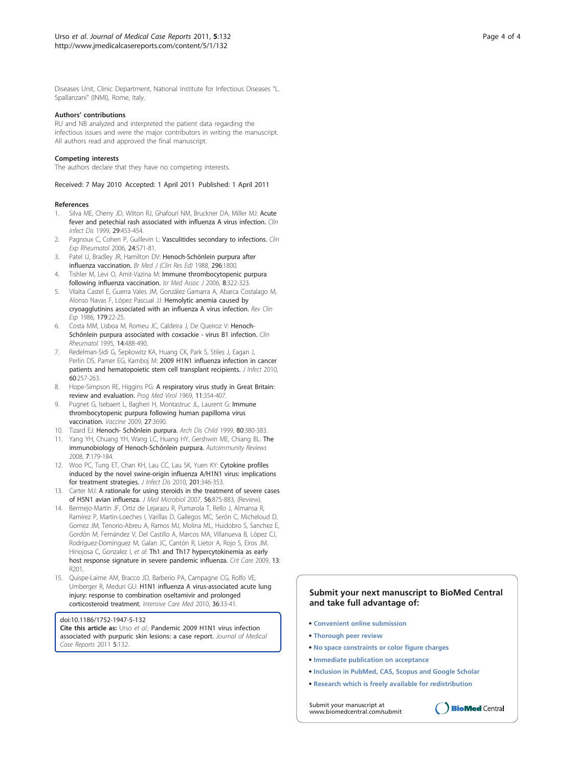Diseases Unit, Clinic Department, National Institute for Infectious Diseases "L. Spallanzani" (INMI), Rome, Italy.

### Authors' contributions

RU and NB analyzed and interpreted the patient data regarding the infectious issues and were the major contributors in writing the manuscript. All authors read and approved the final manuscript.

### Competing interests

The authors declare that they have no competing interests.

Received: 7 May 2010 Accepted: 1 April 2011 Published: 1 April 2011

### References

1. Silva ME, Cherry JD, Wilton RJ, Ghafouri NM, Bruckner DA, Miller MJ: **Acute fever and petechial rash associated with influenza A virus infection.** *Clin Infect Dis* 1999, **29**:453-454.
2. Pagnoux C, Cohen P, Guillevin L: **Vasculitides secondary to infections.** *Clin Exp Rheumatol* 2006, **24**:S71-81.
3. Patel U, Bradley JR, Hamilton DV: **Henoch-Schönlein purpura after influenza vaccination.** *Br Med J (Clin Res Ed)* 1988, **296**:1800.
4. Tishler M, Levi O, Amit-Vazina M: **Immune thrombocytopenic purpura following influenza vaccination.** *Isr Med Assoc J* 2006, **8**:322-323.
5. Vilalta Castel E, Guerra Vales JM, González Gamarra A, Abarca Costalago M, Alonso Navas F, López Pascual JJ: **Hemolytic anemia caused by cryoagglutinins associated with an influenza A virus infection.** *Rev Clin Esp* 1986, **179**:22-25.
6. Costa MM, Lisboa M, Romeu JC, Caldeira J, De Queiroz V: **Henoch-Schőnlein purpura associated with coxsackie - virus B1 infection.** *Clin Rheumatol* 1995, **14**:488-490.
7. Redelman-Sidi G, Sepkowitz KA, Huang CK, Park S, Stiles J, Eagan J, Perlin DS, Pamer EG, Kamboj M: **2009 H1N1 influenza infection in cancer patients and hematopoietic stem cell transplant recipients.** *J Infect* 2010, **60**:257-263.
8. Hope-Simpson RE, Higgins PG: **A respiratory virus study in Great Britain: review and evaluation.** *Prog Med Virol* 1969, **11**:354-407.
9. Pugnet G, Isebaert L, Bagheri H, Montastruc JL, Laurent G: **Immune thrombocytopenic purpura following human papilloma virus vaccination.** *Vaccine* 2009, **27**:3690.
10. Tizard EJ: **Henoch- Schönlein purpura.** *Arch Dis Child* 1999, **80**:380-383.
11. Yang YH, Chuang YH, Wang LC, Huang HY, Gershwin ME, Chiang BL: **The immunobiology of Henoch-Schőnlein purpura.** *Autoimmunity Reviews* 2008, **7**:179-184.
12. Woo PC, Tung ET, Chan KH, Lau CC, Lau SK, Yuen KY: **Cytokine profiles induced by the novel swine-origin influenza A/H1N1 virus: implications for treatment strategies.** *J Infect Dis* 2010, **201**:346-353.
13. Carter MJ: **A rationale for using steroids in the treatment of severe cases of H5N1 avian influenza.** *J Med Microbiol* 2007, **56**:875-883, (Review).
14. Bermejo-Martin JF, Ortiz de Lejarazu R, Pumarola T, Rello J, Almansa R, Ramírez P, Martin-Loeches I, Varillas D, Gallegos MC, Serón C, Micheloud D, Gomez JM, Tenorio-Abreu A, Ramos MJ, Molina ML, Huidobro S, Sanchez E, Gordón M, Fernández V, Del Castillo A, Marcos MA, Villanueva B, López CJ, Rodríguez-Domínguez M, Galan JC, Cantón R, Lietor A, Rojo S, Eiros JM, Hinojosa C, Gonzalez I, *et al*: **Th1 and Th17 hypercytokinemia as early host response signature in severe pandemic influenza.** *Crit Care* 2009, **13**: R201.
15. Quispe-Laime AM, Bracco JD, Barberio PA, Campagne CG, Rolfo VE, Umberger R, Meduri GU: **H1N1 influenza A virus-associated acute lung injury: response to combination oseltamivir and prolonged corticosteroid treatment.** *Intensive Care Med* 2010, **36**:33-41.

doi:10.1186/1752-1947-5-132

**Cite this article as:** Urso *et al.*: Pandemic 2009 H1N1 virus infection associated with purpuric skin lesions: a case report. *Journal of Medical Case Reports* 2011 **5**:132.

**Submit your next manuscript to BioMed Central and take full advantage of:**

- Convenient online submission
- Thorough peer review
- No space constraints or color figure charges
- Immediate publication on acceptance
- Inclusion in PubMed, CAS, Scopus and Google Scholar
- Research which is freely available for redistribution

Submit your manuscript at www.biomedcentral.com/submit

BioMed Central